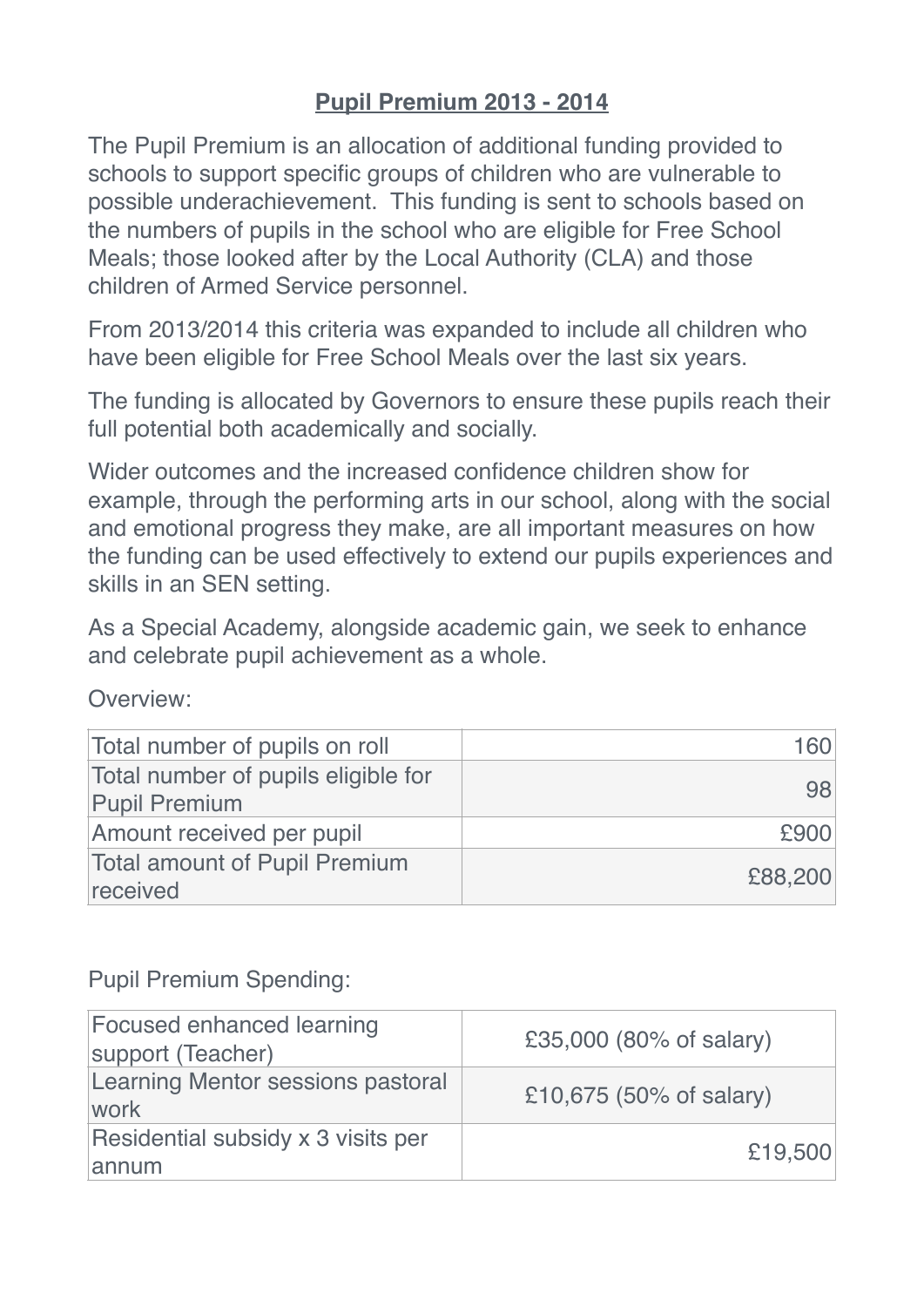# Pupil Premium 2013 - 2014

The Pupil Premium is an allocation of additional funding provided to schools to support specific groups of children who are vulnerable to possible underachievement. This funding is sent to schools based on the numbers of pupils in the school who are eligible for Free School Meals; those looked after by the Local Authority (CLA) and those children of Armed Service personnel.

From 2013/2014 this criteria was expanded to include all children who have been eligible for Free School Meals over the last six years.

The funding is allocated by Governors to ensure these pupils reach their full potential both academically and socially.

Wider outcomes and the increased confidence children show for example, through the performing arts in our school, along with the social and emotional progress they make, are all important measures on how the funding can be used effectively to extend our pupils experiences and skills in an SEN setting.

As a Special Academy, alongside academic gain, we seek to enhance and celebrate pupil achievement as a whole.

Overview:

| | |
|---|---:|
| Total number of pupils on roll | 160 |
| Total number of pupils eligible for Pupil Premium | 98 |
| Amount received per pupil | £900 |
| Total amount of Pupil Premium received | £88,200 |

Pupil Premium Spending:

| | |
|---|---:|
| Focused enhanced learning support (Teacher) | £35,000 (80% of salary) |
| Learning Mentor sessions pastoral work | £10,675 (50% of salary) |
| Residential subsidy x 3 visits per annum | £19,500 |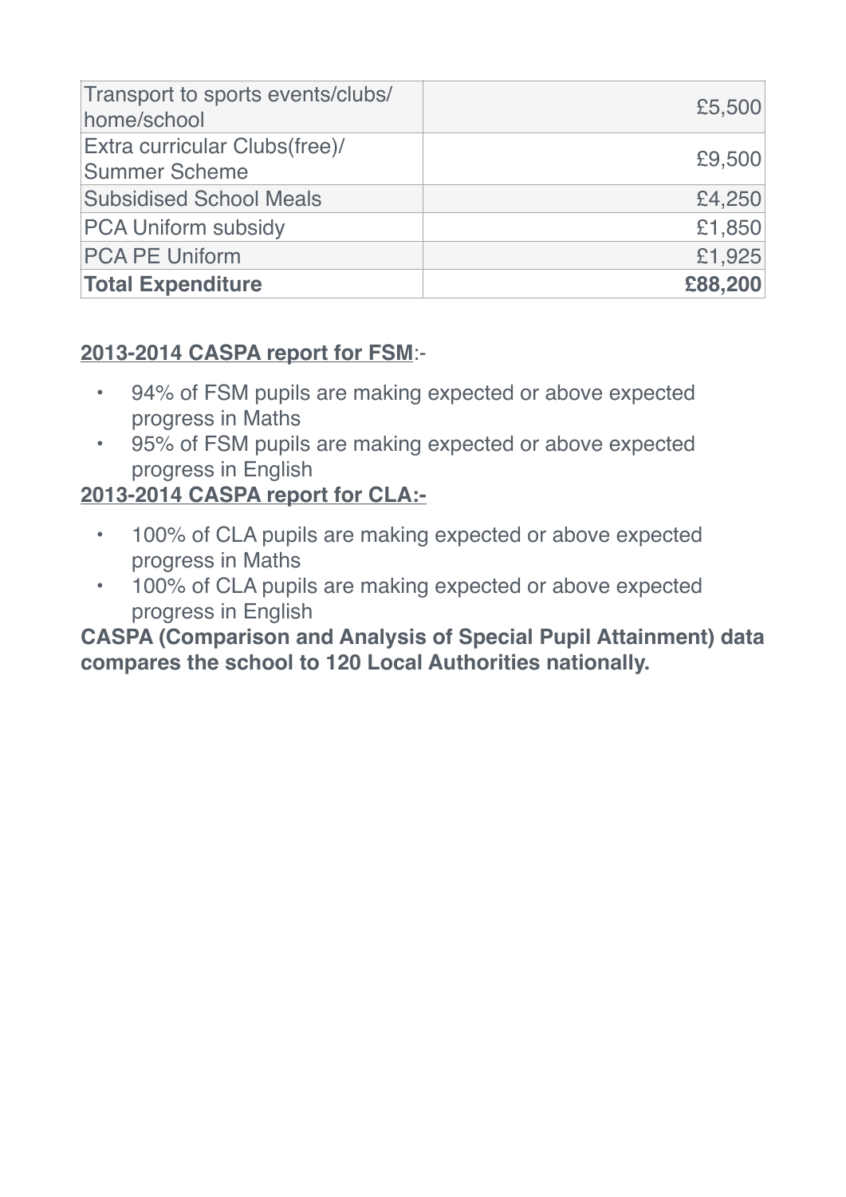| | |
|---|---|
| Transport to sports events/clubs/ home/school | £5,500 |
| Extra curricular Clubs(free)/ Summer Scheme | £9,500 |
| Subsidised School Meals | £4,250 |
| PCA Uniform subsidy | £1,850 |
| PCA PE Uniform | £1,925 |
| **Total Expenditure** | **£88,200** |

**<u>2013-2014 CASPA report for FSM</u>**:-

- 94% of FSM pupils are making expected or above expected progress in Maths
- 95% of FSM pupils are making expected or above expected progress in English

**<u>2013-2014 CASPA report for CLA:-</u>**

- 100% of CLA pupils are making expected or above expected progress in Maths
- 100% of CLA pupils are making expected or above expected progress in English

**CASPA (Comparison and Analysis of Special Pupil Attainment) data compares the school to 120 Local Authorities nationally.**